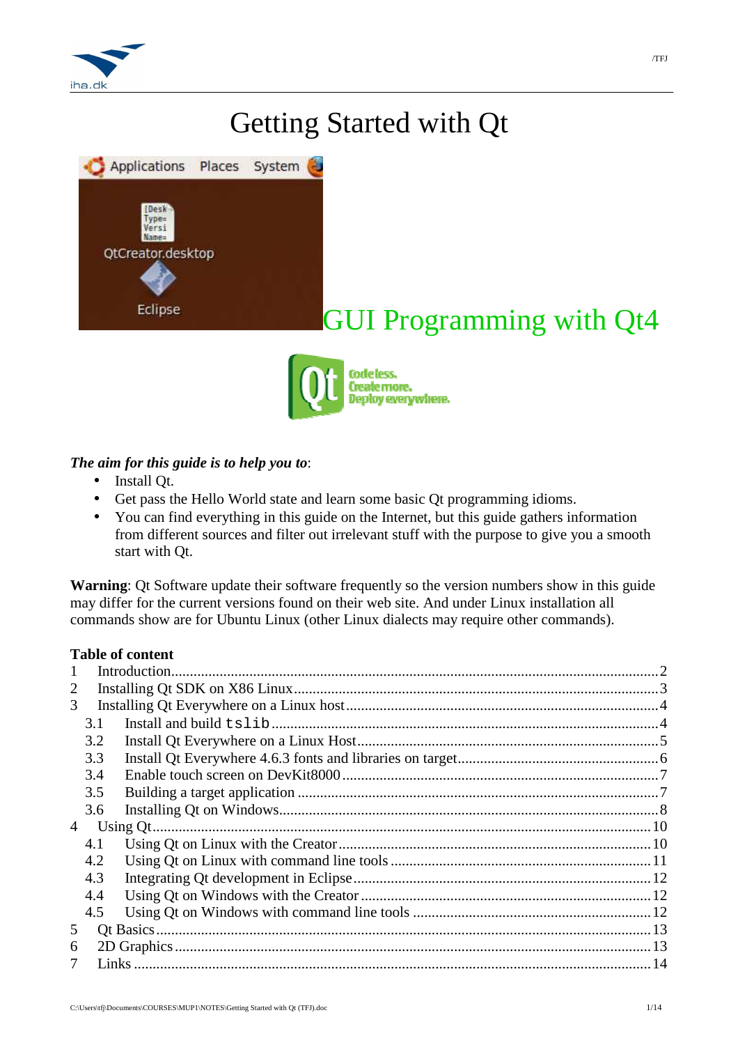# Getting Started with Qt

GUI Programming with Qt4

***The aim for this guide is to help you to***:

- Install Qt.
- Get pass the Hello World state and learn some basic Qt programming idioms.
- You can find everything in this guide on the Internet, but this guide gathers information from different sources and filter out irrelevant stuff with the purpose to give you a smooth start with Qt.

**Warning**: Qt Software update their software frequently so the version numbers show in this guide may differ for the current versions found on their web site. And under Linux installation all commands show are for Ubuntu Linux (other Linux dialects may require other commands).

**Table of content**

1 Introduction ........ 2
2 Installing Qt SDK on X86 Linux ........ 3
3 Installing Qt Everywhere on a Linux host ........ 4
  3.1 Install and build `tslib` ........ 4
  3.2 Install Qt Everywhere on a Linux Host ........ 5
  3.3 Install Qt Everywhere 4.6.3 fonts and libraries on target ........ 6
  3.4 Enable touch screen on DevKit8000 ........ 7
  3.5 Building a target application ........ 7
  3.6 Installing Qt on Windows ........ 8
4 Using Qt ........ 10
  4.1 Using Qt on Linux with the Creator ........ 10
  4.2 Using Qt on Linux with command line tools ........ 11
  4.3 Integrating Qt development in Eclipse ........ 12
  4.4 Using Qt on Windows with the Creator ........ 12
  4.5 Using Qt on Windows with command line tools ........ 12
5 Qt Basics ........ 13
6 2D Graphics ........ 13
7 Links ........ 14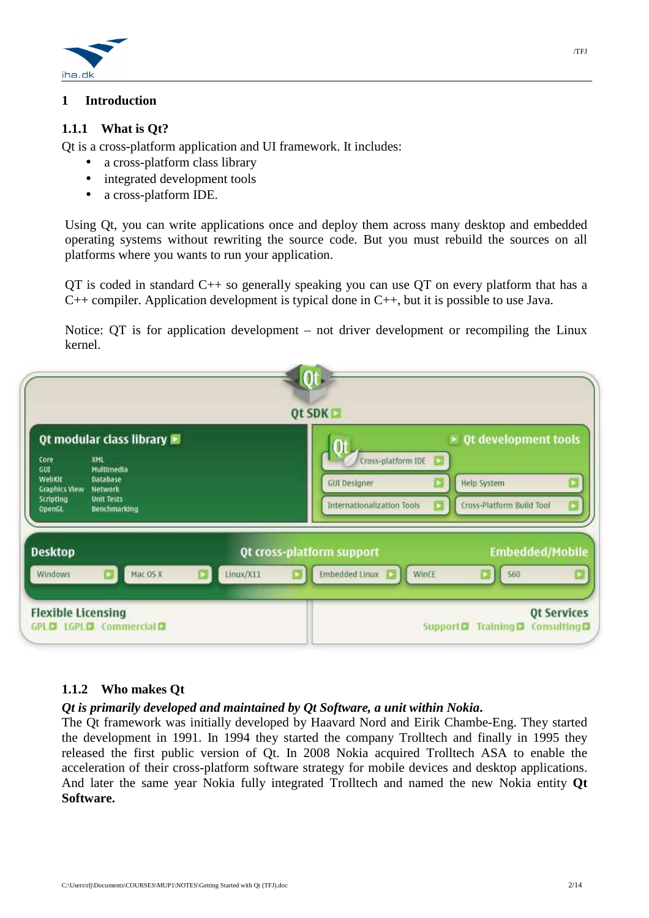# 1 Introduction

## 1.1.1 What is Qt?

Qt is a cross-platform application and UI framework. It includes:

- a cross-platform class library
- integrated development tools
- a cross-platform IDE.

Using Qt, you can write applications once and deploy them across many desktop and embedded operating systems without rewriting the source code. But you must rebuild the sources on all platforms where you wants to run your application.

QT is coded in standard C++ so generally speaking you can use QT on every platform that has a C++ compiler. Application development is typical done in C++, but it is possible to use Java.

Notice: QT is for application development – not driver development or recompiling the Linux kernel.

## 1.1.2 Who makes Qt

***Qt is primarily developed and maintained by Qt Software, a unit within Nokia.***

The Qt framework was initially developed by Haavard Nord and Eirik Chambe-Eng. They started the development in 1991. In 1994 they started the company Trolltech and finally in 1995 they released the first public version of Qt. In 2008 Nokia acquired Trolltech ASA to enable the acceleration of their cross-platform software strategy for mobile devices and desktop applications. And later the same year Nokia fully integrated Trolltech and named the new Nokia entity **Qt Software.**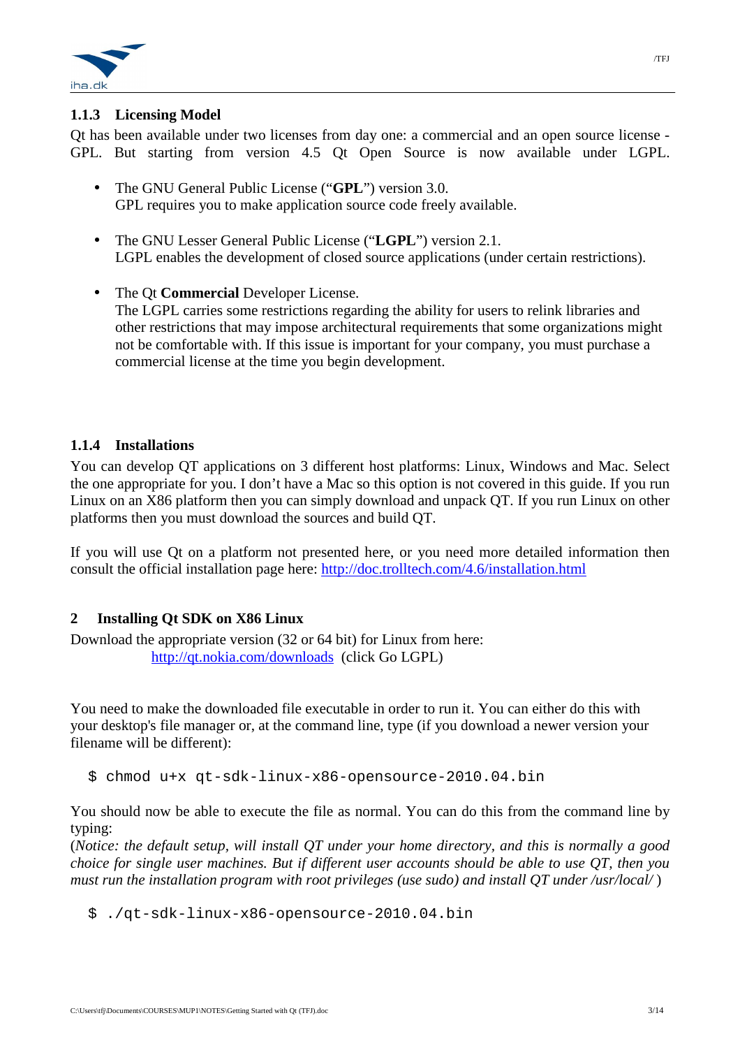### 1.1.3 Licensing Model

Qt has been available under two licenses from day one: a commercial and an open source license - GPL. But starting from version 4.5 Qt Open Source is now available under LGPL.

- The GNU General Public License ("**GPL**") version 3.0.
  GPL requires you to make application source code freely available.

- The GNU Lesser General Public License ("**LGPL**") version 2.1.
  LGPL enables the development of closed source applications (under certain restrictions).

- The Qt **Commercial** Developer License.
  The LGPL carries some restrictions regarding the ability for users to relink libraries and other restrictions that may impose architectural requirements that some organizations might not be comfortable with. If this issue is important for your company, you must purchase a commercial license at the time you begin development.

### 1.1.4 Installations

You can develop QT applications on 3 different host platforms: Linux, Windows and Mac. Select the one appropriate for you. I don't have a Mac so this option is not covered in this guide. If you run Linux on an X86 platform then you can simply download and unpack QT. If you run Linux on other platforms then you must download the sources and build QT.

If you will use Qt on a platform not presented here, or you need more detailed information then consult the official installation page here: http://doc.trolltech.com/4.6/installation.html

## 2 Installing Qt SDK on X86 Linux

Download the appropriate version (32 or 64 bit) for Linux from here:

http://qt.nokia.com/downloads (click Go LGPL)

You need to make the downloaded file executable in order to run it. You can either do this with your desktop's file manager or, at the command line, type (if you download a newer version your filename will be different):

```
$ chmod u+x qt-sdk-linux-x86-opensource-2010.04.bin
```

You should now be able to execute the file as normal. You can do this from the command line by typing:

(*Notice: the default setup, will install QT under your home directory, and this is normally a good choice for single user machines. But if different user accounts should be able to use QT, then you must run the installation program with root privileges (use sudo) and install QT under /usr/local/* )

```
$ ./qt-sdk-linux-x86-opensource-2010.04.bin
```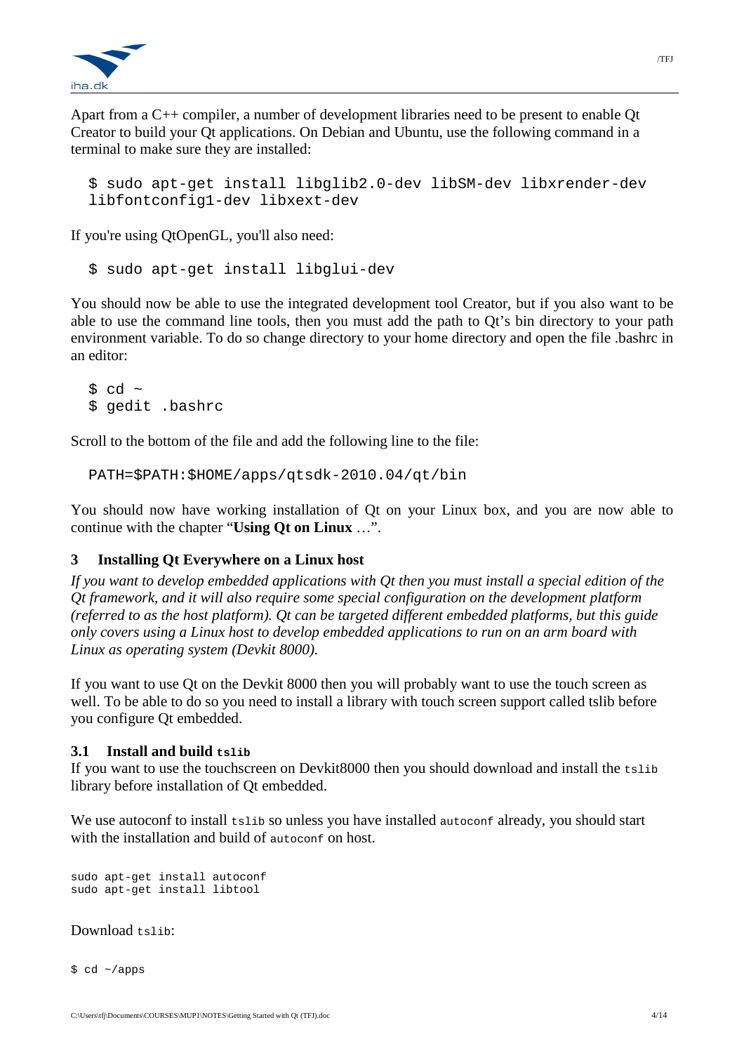Apart from a C++ compiler, a number of development libraries need to be present to enable Qt Creator to build your Qt applications. On Debian and Ubuntu, use the following command in a terminal to make sure they are installed:

```
$ sudo apt-get install libglib2.0-dev libSM-dev libxrender-dev
libfontconfig1-dev libxext-dev
```

If you're using QtOpenGL, you'll also need:

```
$ sudo apt-get install libglui-dev
```

You should now be able to use the integrated development tool Creator, but if you also want to be able to use the command line tools, then you must add the path to Qt's bin directory to your path environment variable. To do so change directory to your home directory and open the file .bashrc in an editor:

```
$ cd ~
$ gedit .bashrc
```

Scroll to the bottom of the file and add the following line to the file:

```
PATH=$PATH:$HOME/apps/qtsdk-2010.04/qt/bin
```

You should now have working installation of Qt on your Linux box, and you are now able to continue with the chapter "**Using Qt on Linux** …".

## 3 Installing Qt Everywhere on a Linux host

*If you want to develop embedded applications with Qt then you must install a special edition of the Qt framework, and it will also require some special configuration on the development platform (referred to as the host platform). Qt can be targeted different embedded platforms, but this guide only covers using a Linux host to develop embedded applications to run on an arm board with Linux as operating system (Devkit 8000).*

If you want to use Qt on the Devkit 8000 then you will probably want to use the touch screen as well. To be able to do so you need to install a library with touch screen support called tslib before you configure Qt embedded.

### 3.1 Install and build `tslib`

If you want to use the touchscreen on Devkit8000 then you should download and install the `tslib` library before installation of Qt embedded.

We use autoconf to install `tslib` so unless you have installed `autoconf` already, you should start with the installation and build of `autoconf` on host.

```
sudo apt-get install autoconf
sudo apt-get install libtool
```

Download `tslib`:

```
$ cd ~/apps
```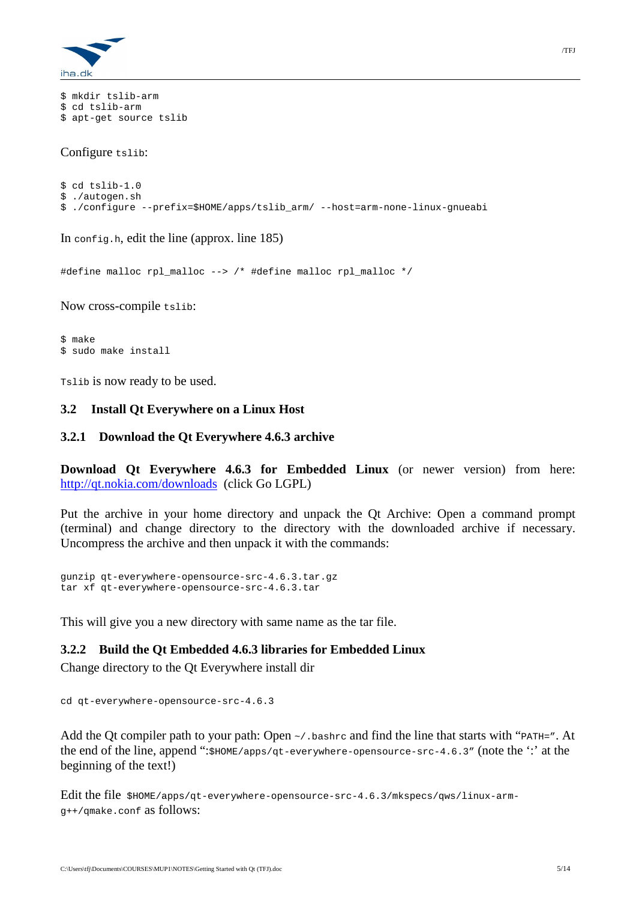```
$ mkdir tslib-arm
$ cd tslib-arm
$ apt-get source tslib
```

Configure `tslib`:

```
$ cd tslib-1.0
$ ./autogen.sh
$ ./configure --prefix=$HOME/apps/tslib_arm/ --host=arm-none-linux-gnueabi
```

In `config.h`, edit the line (approx. line 185)

```
#define malloc rpl_malloc --> /* #define malloc rpl_malloc */
```

Now cross-compile `tslib`:

```
$ make
$ sudo make install
```

`Tslib` is now ready to be used.

### 3.2 Install Qt Everywhere on a Linux Host

#### 3.2.1 Download the Qt Everywhere 4.6.3 archive

**Download Qt Everywhere 4.6.3 for Embedded Linux** (or newer version) from here: [http://qt.nokia.com/downloads](http://qt.nokia.com/downloads) (click Go LGPL)

Put the archive in your home directory and unpack the Qt Archive: Open a command prompt (terminal) and change directory to the directory with the downloaded archive if necessary. Uncompress the archive and then unpack it with the commands:

```
gunzip qt-everywhere-opensource-src-4.6.3.tar.gz
tar xf qt-everywhere-opensource-src-4.6.3.tar
```

This will give you a new directory with same name as the tar file.

#### 3.2.2 Build the Qt Embedded 4.6.3 libraries for Embedded Linux

Change directory to the Qt Everywhere install dir

```
cd qt-everywhere-opensource-src-4.6.3
```

Add the Qt compiler path to your path: Open `~/.bashrc` and find the line that starts with "`PATH=`". At the end of the line, append ":`$HOME/apps/qt-everywhere-opensource-src-4.6.3`" (note the ':' at the beginning of the text!)

Edit the file `$HOME/apps/qt-everywhere-opensource-src-4.6.3/mkspecs/qws/linux-arm-g++/qmake.conf` as follows: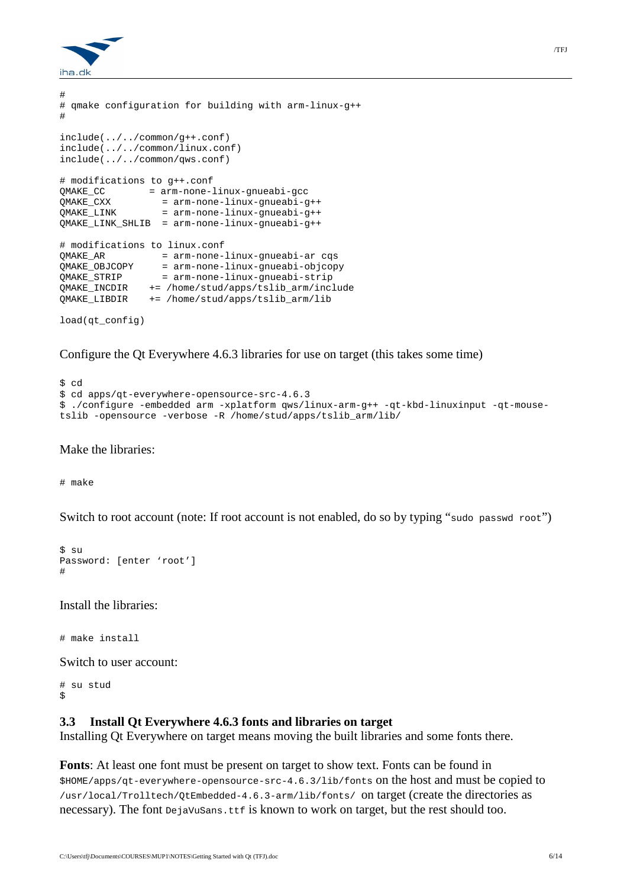```
#
# qmake configuration for building with arm-linux-g++
#

include(../../common/g++.conf)
include(../../common/linux.conf)
include(../../common/qws.conf)

# modifications to g++.conf
QMAKE_CC        = arm-none-linux-gnueabi-gcc
QMAKE_CXX         = arm-none-linux-gnueabi-g++
QMAKE_LINK        = arm-none-linux-gnueabi-g++
QMAKE_LINK_SHLIB  = arm-none-linux-gnueabi-g++

# modifications to linux.conf
QMAKE_AR          = arm-none-linux-gnueabi-ar cqs
QMAKE_OBJCOPY     = arm-none-linux-gnueabi-objcopy
QMAKE_STRIP       = arm-none-linux-gnueabi-strip
QMAKE_INCDIR    += /home/stud/apps/tslib_arm/include
QMAKE_LIBDIR    += /home/stud/apps/tslib_arm/lib

load(qt_config)
```

Configure the Qt Everywhere 4.6.3 libraries for use on target (this takes some time)

```
$ cd
$ cd apps/qt-everywhere-opensource-src-4.6.3
$ ./configure -embedded arm -xplatform qws/linux-arm-g++ -qt-kbd-linuxinput -qt-mouse-tslib -opensource -verbose -R /home/stud/apps/tslib_arm/lib/
```

Make the libraries:

```
# make
```

Switch to root account (note: If root account is not enabled, do so by typing "`sudo passwd root`")

```
$ su
Password: [enter 'root']
#
```

Install the libraries:

```
# make install
```

Switch to user account:

```
# su stud
$
```

### 3.3 Install Qt Everywhere 4.6.3 fonts and libraries on target

Installing Qt Everywhere on target means moving the built libraries and some fonts there.

**Fonts**: At least one font must be present on target to show text. Fonts can be found in `$HOME/apps/qt-everywhere-opensource-src-4.6.3/lib/fonts` on the host and must be copied to `/usr/local/Trolltech/QtEmbedded-4.6.3-arm/lib/fonts/` on target (create the directories as necessary). The font `DejaVuSans.ttf` is known to work on target, but the rest should too.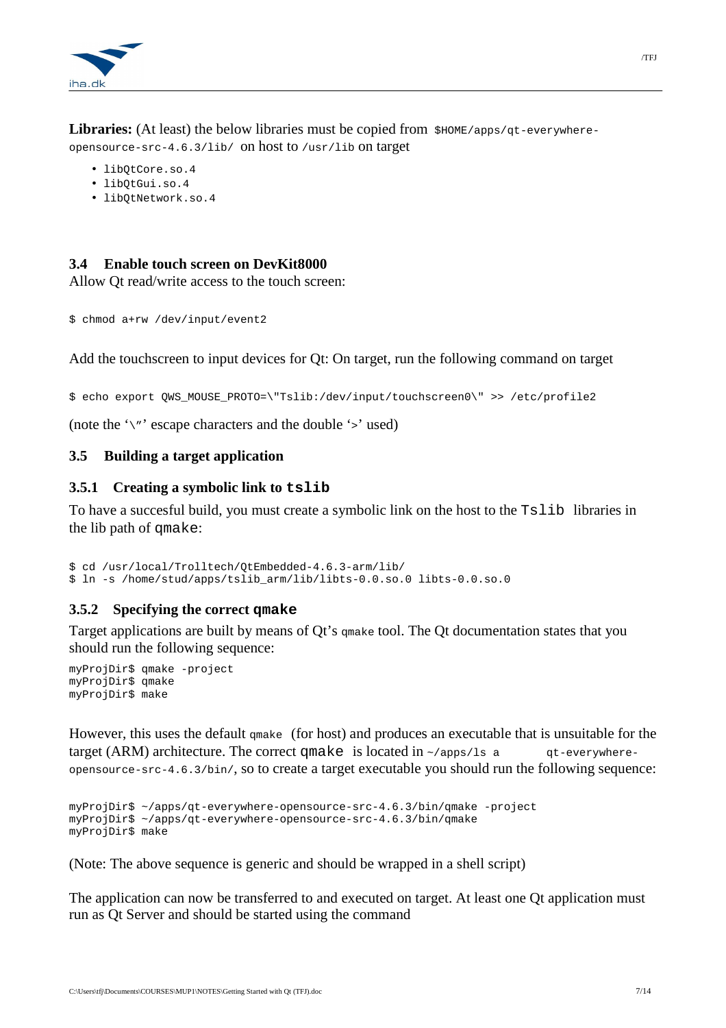**Libraries:** (At least) the below libraries must be copied from `$HOME/apps/qt-everywhere-opensource-src-4.6.3/lib/` on host to `/usr/lib` on target

- `libQtCore.so.4`
- `libQtGui.so.4`
- `libQtNetwork.so.4`

### 3.4 Enable touch screen on DevKit8000

Allow Qt read/write access to the touch screen:

```
$ chmod a+rw /dev/input/event2
```

Add the touchscreen to input devices for Qt: On target, run the following command on target

```
$ echo export QWS_MOUSE_PROTO=\"Tslib:/dev/input/touchscreen0\" >> /etc/profile2
```

(note the '`\"`' escape characters and the double '`>`' used)

### 3.5 Building a target application

#### 3.5.1 Creating a symbolic link to `tslib`

To have a succesful build, you must create a symbolic link on the host to the `Tslib` libraries in the lib path of `qmake`:

```
$ cd /usr/local/Trolltech/QtEmbedded-4.6.3-arm/lib/
$ ln -s /home/stud/apps/tslib_arm/lib/libts-0.0.so.0 libts-0.0.so.0
```

#### 3.5.2 Specifying the correct `qmake`

Target applications are built by means of Qt's `qmake` tool. The Qt documentation states that you should run the following sequence:

```
myProjDir$ qmake -project
myProjDir$ qmake
myProjDir$ make
```

However, this uses the default `qmake` (for host) and produces an executable that is unsuitable for the target (ARM) architecture. The correct `qmake` is located in `~/apps/ls a      qt-everywhere-opensource-src-4.6.3/bin/`, so to create a target executable you should run the following sequence:

```
myProjDir$ ~/apps/qt-everywhere-opensource-src-4.6.3/bin/qmake -project
myProjDir$ ~/apps/qt-everywhere-opensource-src-4.6.3/bin/qmake
myProjDir$ make
```

(Note: The above sequence is generic and should be wrapped in a shell script)

The application can now be transferred to and executed on target. At least one Qt application must run as Qt Server and should be started using the command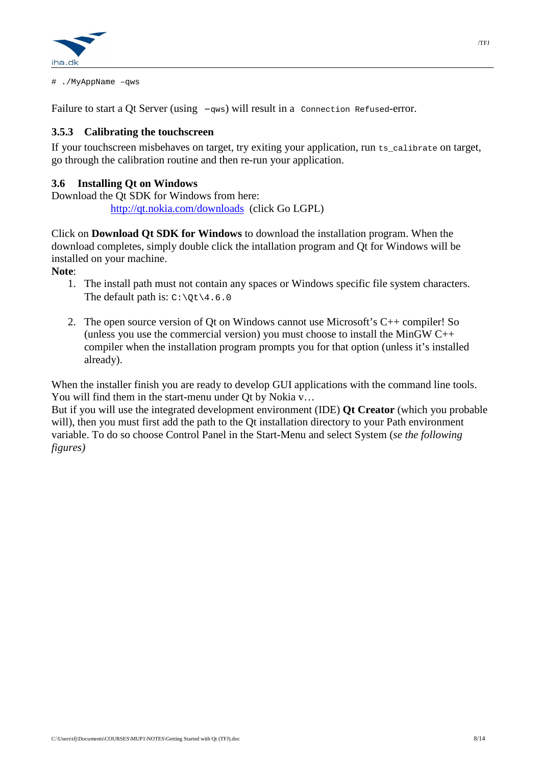```
# ./MyAppName –qws
```

Failure to start a Qt Server (using `–qws`) will result in a `Connection Refused`-error.

### 3.5.3 Calibrating the touchscreen

If your touchscreen misbehaves on target, try exiting your application, run `ts_calibrate` on target, go through the calibration routine and then re-run your application.

## 3.6 Installing Qt on Windows

Download the Qt SDK for Windows from here:

[http://qt.nokia.com/downloads](http://qt.nokia.com/downloads) (click Go LGPL)

Click on **Download Qt SDK for Windows** to download the installation program. When the download completes, simply double click the intallation program and Qt for Windows will be installed on your machine.

**Note**:

1. The install path must not contain any spaces or Windows specific file system characters. The default path is: `C:\Qt\4.6.0`

2. The open source version of Qt on Windows cannot use Microsoft's C++ compiler! So (unless you use the commercial version) you must choose to install the MinGW C++ compiler when the installation program prompts you for that option (unless it's installed already).

When the installer finish you are ready to develop GUI applications with the command line tools. You will find them in the start-menu under Qt by Nokia v…

But if you will use the integrated development environment (IDE) **Qt Creator** (which you probable will), then you must first add the path to the Qt installation directory to your Path environment variable. To do so choose Control Panel in the Start-Menu and select System (*se the following figures)*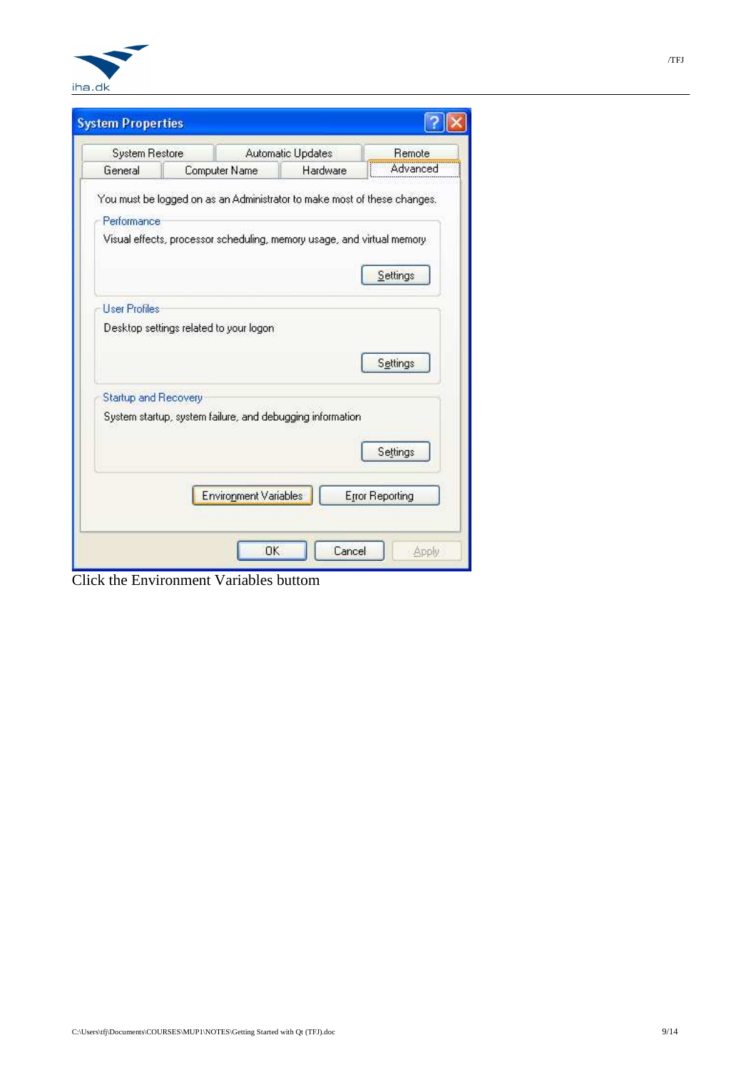Click the Environment Variables buttom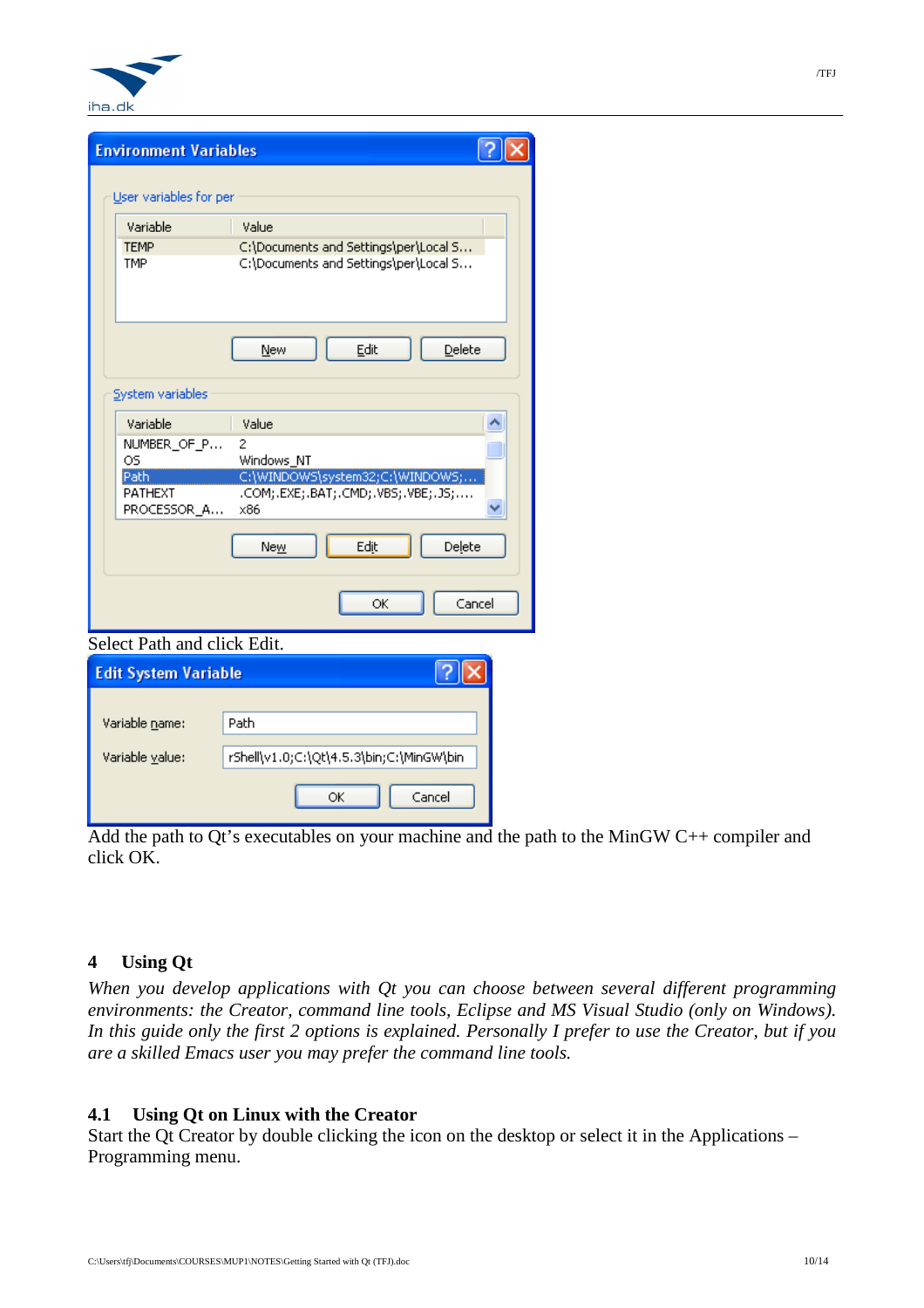Select Path and click Edit.

Add the path to Qt's executables on your machine and the path to the MinGW C++ compiler and click OK.

## 4 Using Qt

*When you develop applications with Qt you can choose between several different programming environments: the Creator, command line tools, Eclipse and MS Visual Studio (only on Windows). In this guide only the first 2 options is explained. Personally I prefer to use the Creator, but if you are a skilled Emacs user you may prefer the command line tools.*

### 4.1 Using Qt on Linux with the Creator

Start the Qt Creator by double clicking the icon on the desktop or select it in the Applications – Programming menu.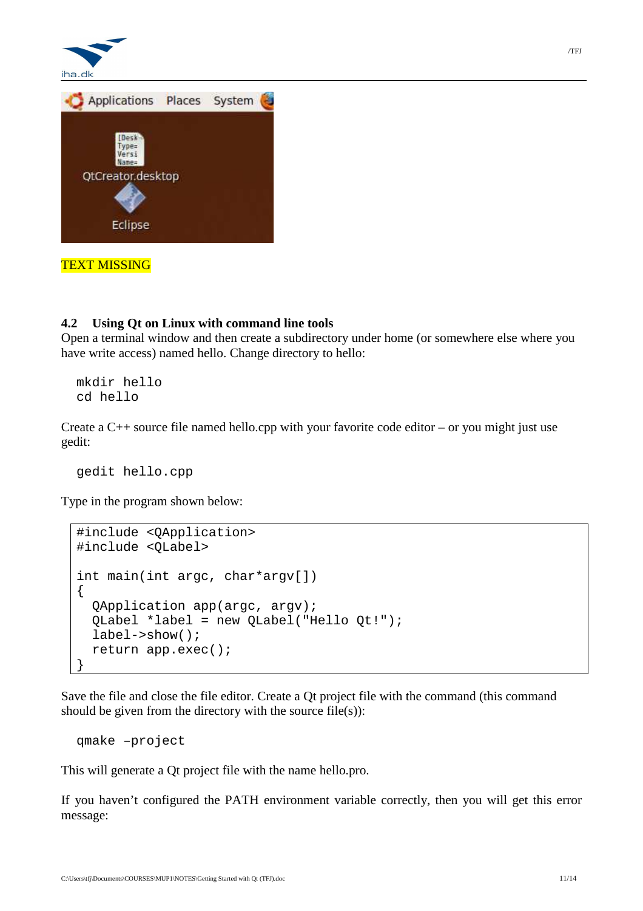TEXT MISSING

### 4.2 Using Qt on Linux with command line tools

Open a terminal window and then create a subdirectory under home (or somewhere else where you have write access) named hello. Change directory to hello:

```
mkdir hello
cd hello
```

Create a C++ source file named hello.cpp with your favorite code editor – or you might just use gedit:

```
gedit hello.cpp
```

Type in the program shown below:

```
#include <QApplication>
#include <QLabel>

int main(int argc, char*argv[])
{
  QApplication app(argc, argv);
  QLabel *label = new QLabel("Hello Qt!");
  label->show();
  return app.exec();
}
```

Save the file and close the file editor. Create a Qt project file with the command (this command should be given from the directory with the source file(s)):

```
qmake –project
```

This will generate a Qt project file with the name hello.pro.

If you haven't configured the PATH environment variable correctly, then you will get this error message: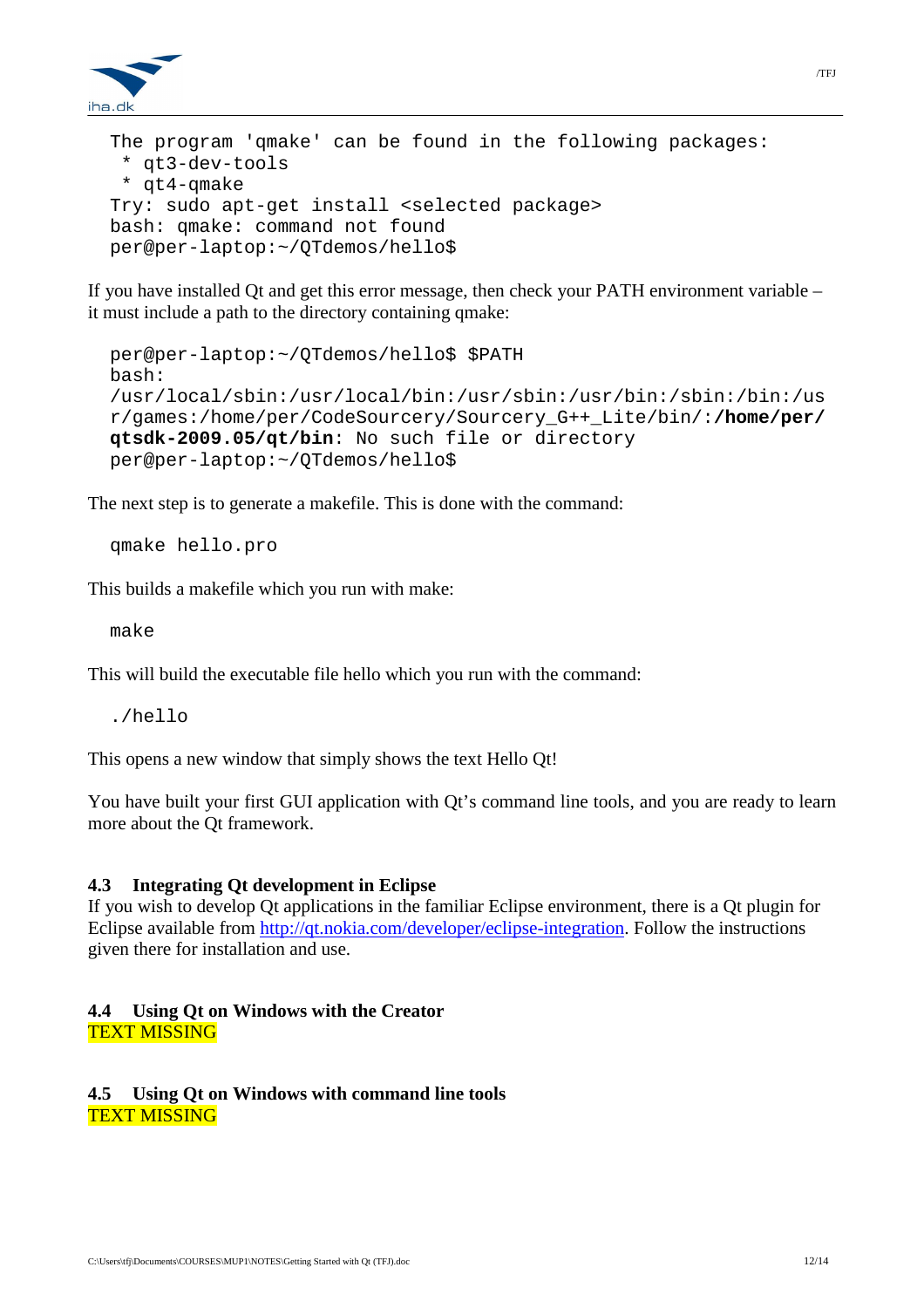```
The program 'qmake' can be found in the following packages:
 * qt3-dev-tools
 * qt4-qmake
Try: sudo apt-get install <selected package>
bash: qmake: command not found
per@per-laptop:~/QTdemos/hello$
```

If you have installed Qt and get this error message, then check your PATH environment variable – it must include a path to the directory containing qmake:

```
per@per-laptop:~/QTdemos/hello$ $PATH
bash:
/usr/local/sbin:/usr/local/bin:/usr/sbin:/usr/bin:/sbin:/bin:/us
r/games:/home/per/CodeSourcery/Sourcery_G++_Lite/bin/:/home/per/
qtsdk-2009.05/qt/bin: No such file or directory
per@per-laptop:~/QTdemos/hello$
```

The next step is to generate a makefile. This is done with the command:

```
qmake hello.pro
```

This builds a makefile which you run with make:

```
make
```

This will build the executable file hello which you run with the command:

```
./hello
```

This opens a new window that simply shows the text Hello Qt!

You have built your first GUI application with Qt's command line tools, and you are ready to learn more about the Qt framework.

### 4.3 Integrating Qt development in Eclipse

If you wish to develop Qt applications in the familiar Eclipse environment, there is a Qt plugin for Eclipse available from http://qt.nokia.com/developer/eclipse-integration. Follow the instructions given there for installation and use.

### 4.4 Using Qt on Windows with the Creator

TEXT MISSING

### 4.5 Using Qt on Windows with command line tools

TEXT MISSING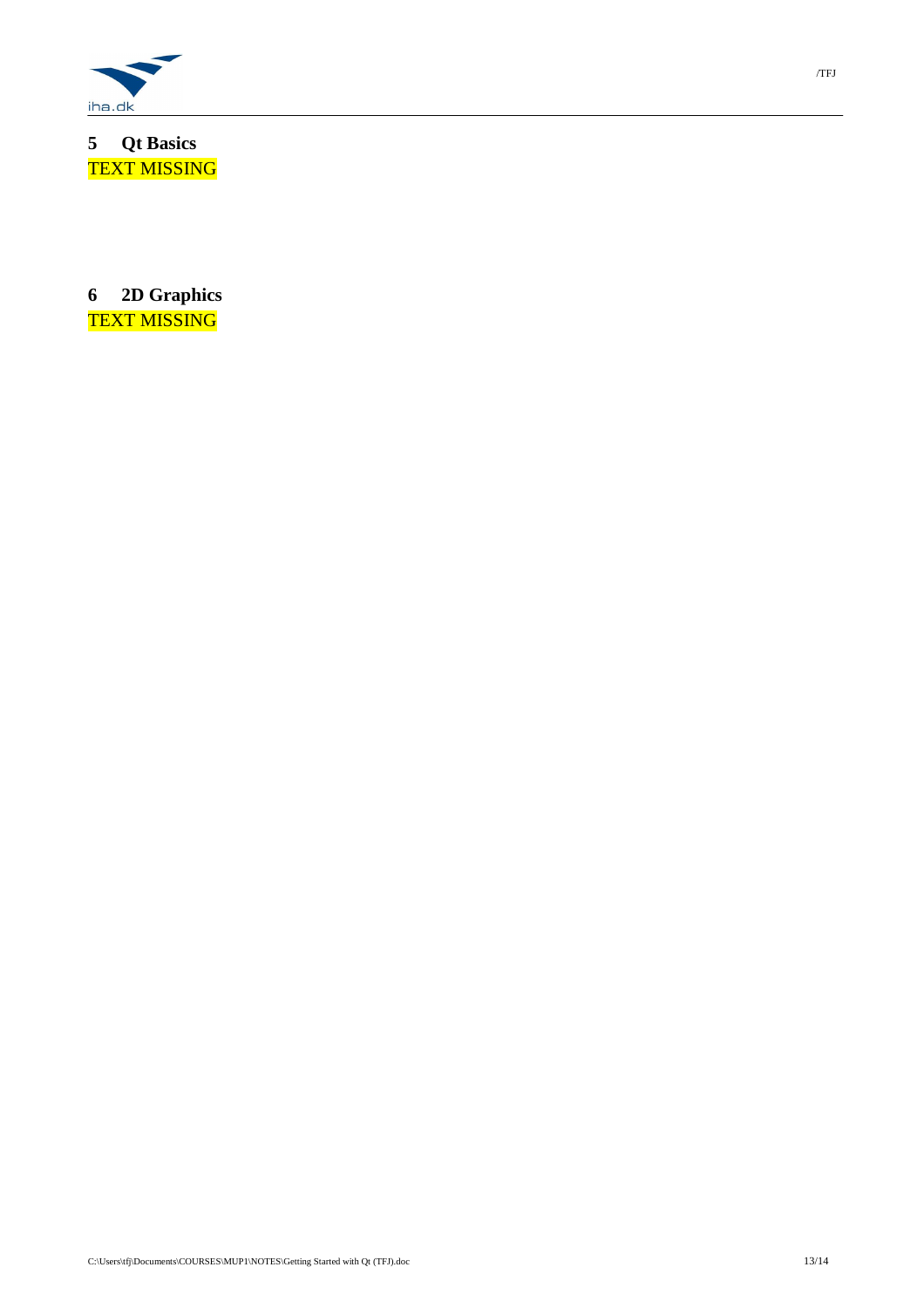# 5 Qt Basics

TEXT MISSING

# 6 2D Graphics

TEXT MISSING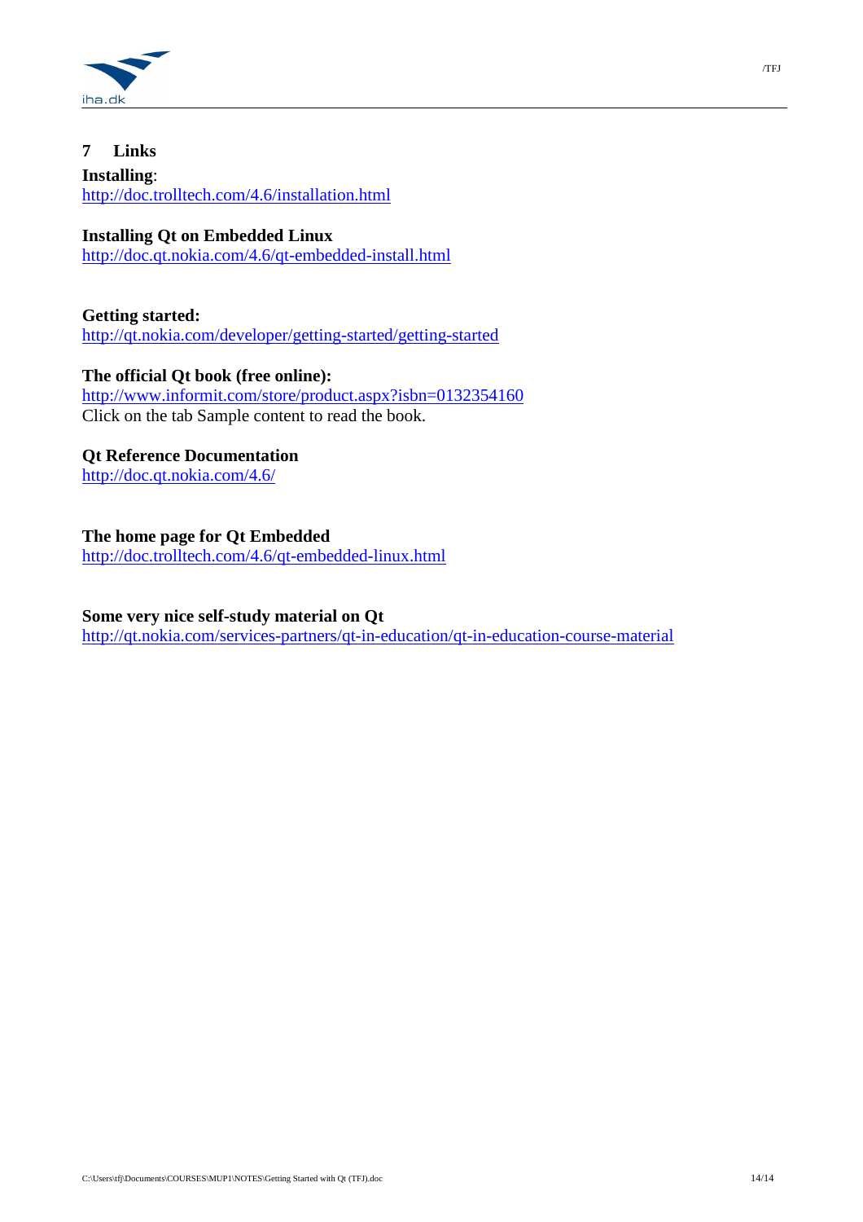## 7 Links

**Installing**:
http://doc.trolltech.com/4.6/installation.html

**Installing Qt on Embedded Linux**
http://doc.qt.nokia.com/4.6/qt-embedded-install.html

**Getting started:**
http://qt.nokia.com/developer/getting-started/getting-started

**The official Qt book (free online):**
http://www.informit.com/store/product.aspx?isbn=0132354160
Click on the tab Sample content to read the book.

**Qt Reference Documentation**
http://doc.qt.nokia.com/4.6/

**The home page for Qt Embedded**
http://doc.trolltech.com/4.6/qt-embedded-linux.html

**Some very nice self-study material on Qt**
http://qt.nokia.com/services-partners/qt-in-education/qt-in-education-course-material